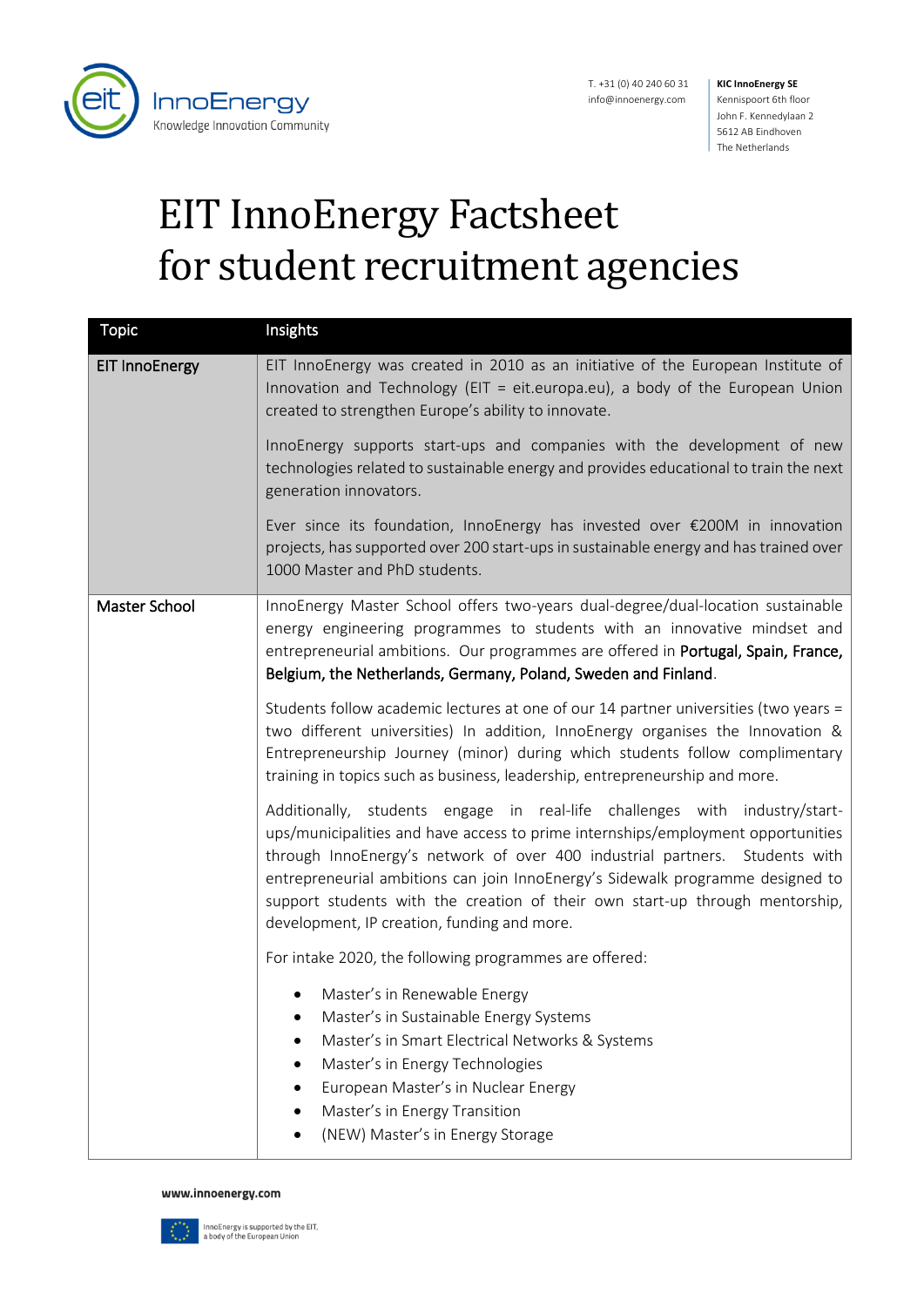T. +31 (0) 40 240 60 31
info@innoenergy.com

**KIC InnoEnergy SE**
Kennispoort 6th floor
John F. Kennedylaan 2
5612 AB Eindhoven
The Netherlands

# EIT InnoEnergy Factsheet for student recruitment agencies

| Topic | Insights |
|---|---|
| **EIT InnoEnergy** | EIT InnoEnergy was created in 2010 as an initiative of the European Institute of Innovation and Technology (EIT = eit.europa.eu), a body of the European Union created to strengthen Europe's ability to innovate.<br><br>InnoEnergy supports start-ups and companies with the development of new technologies related to sustainable energy and provides educational to train the next generation innovators.<br><br>Ever since its foundation, InnoEnergy has invested over €200M in innovation projects, has supported over 200 start-ups in sustainable energy and has trained over 1000 Master and PhD students. |
| **Master School** | InnoEnergy Master School offers two-years dual-degree/dual-location sustainable energy engineering programmes to students with an innovative mindset and entrepreneurial ambitions. Our programmes are offered in **Portugal, Spain, France, Belgium, the Netherlands, Germany, Poland, Sweden and Finland**.<br><br>Students follow academic lectures at one of our 14 partner universities (two years = two different universities) In addition, InnoEnergy organises the Innovation & Entrepreneurship Journey (minor) during which students follow complimentary training in topics such as business, leadership, entrepreneurship and more.<br><br>Additionally, students engage in real-life challenges with industry/start-ups/municipalities and have access to prime internships/employment opportunities through InnoEnergy's network of over 400 industrial partners. Students with entrepreneurial ambitions can join InnoEnergy's Sidewalk programme designed to support students with the creation of their own start-up through mentorship, development, IP creation, funding and more.<br><br>For intake 2020, the following programmes are offered:<br><br>• Master's in Renewable Energy<br>• Master's in Sustainable Energy Systems<br>• Master's in Smart Electrical Networks & Systems<br>• Master's in Energy Technologies<br>• European Master's in Nuclear Energy<br>• Master's in Energy Transition<br>• (NEW) Master's in Energy Storage |

www.innoenergy.com

InnoEnergy is supported by the EIT, a body of the European Union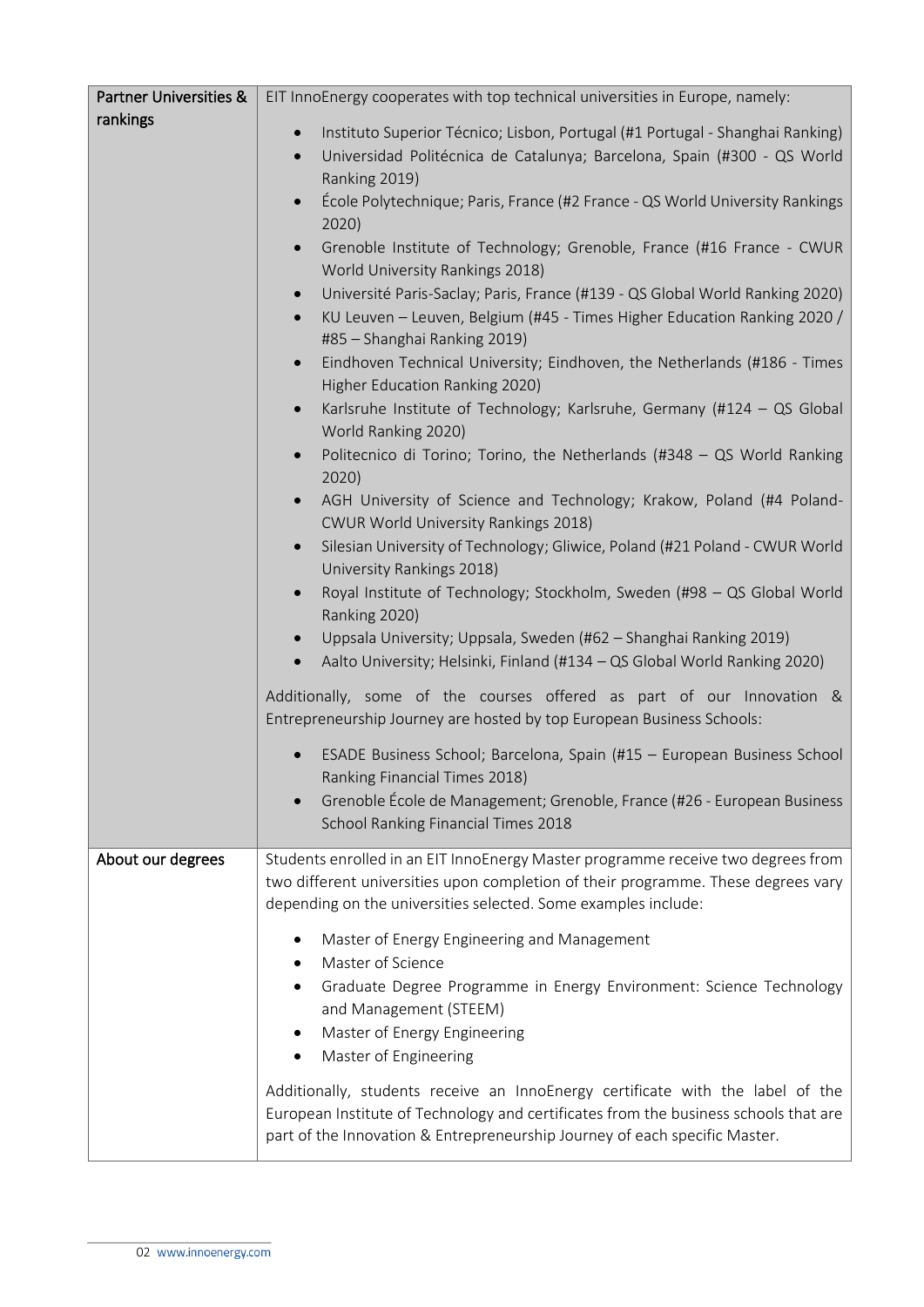| | |
|---|---|
| **Partner Universities & rankings** | EIT InnoEnergy cooperates with top technical universities in Europe, namely:<br><br>• Instituto Superior Técnico; Lisbon, Portugal (#1 Portugal - Shanghai Ranking)<br>• Universidad Politécnica de Catalunya; Barcelona, Spain (#300 - QS World Ranking 2019)<br>• École Polytechnique; Paris, France (#2 France - QS World University Rankings 2020)<br>• Grenoble Institute of Technology; Grenoble, France (#16 France - CWUR World University Rankings 2018)<br>• Université Paris-Saclay; Paris, France (#139 - QS Global World Ranking 2020)<br>• KU Leuven – Leuven, Belgium (#45 - Times Higher Education Ranking 2020 / #85 – Shanghai Ranking 2019)<br>• Eindhoven Technical University; Eindhoven, the Netherlands (#186 - Times Higher Education Ranking 2020)<br>• Karlsruhe Institute of Technology; Karlsruhe, Germany (#124 – QS Global World Ranking 2020)<br>• Politecnico di Torino; Torino, the Netherlands (#348 – QS World Ranking 2020)<br>• AGH University of Science and Technology; Krakow, Poland (#4 Poland- CWUR World University Rankings 2018)<br>• Silesian University of Technology; Gliwice, Poland (#21 Poland - CWUR World University Rankings 2018)<br>• Royal Institute of Technology; Stockholm, Sweden (#98 – QS Global World Ranking 2020)<br>• Uppsala University; Uppsala, Sweden (#62 – Shanghai Ranking 2019)<br>• Aalto University; Helsinki, Finland (#134 – QS Global World Ranking 2020)<br><br>Additionally, some of the courses offered as part of our Innovation & Entrepreneurship Journey are hosted by top European Business Schools:<br><br>• ESADE Business School; Barcelona, Spain (#15 – European Business School Ranking Financial Times 2018)<br>• Grenoble École de Management; Grenoble, France (#26 - European Business School Ranking Financial Times 2018 |
| **About our degrees** | Students enrolled in an EIT InnoEnergy Master programme receive two degrees from two different universities upon completion of their programme. These degrees vary depending on the universities selected. Some examples include:<br><br>• Master of Energy Engineering and Management<br>• Master of Science<br>• Graduate Degree Programme in Energy Environment: Science Technology and Management (STEEM)<br>• Master of Energy Engineering<br>• Master of Engineering<br><br>Additionally, students receive an InnoEnergy certificate with the label of the European Institute of Technology and certificates from the business schools that are part of the Innovation & Entrepreneurship Journey of each specific Master. |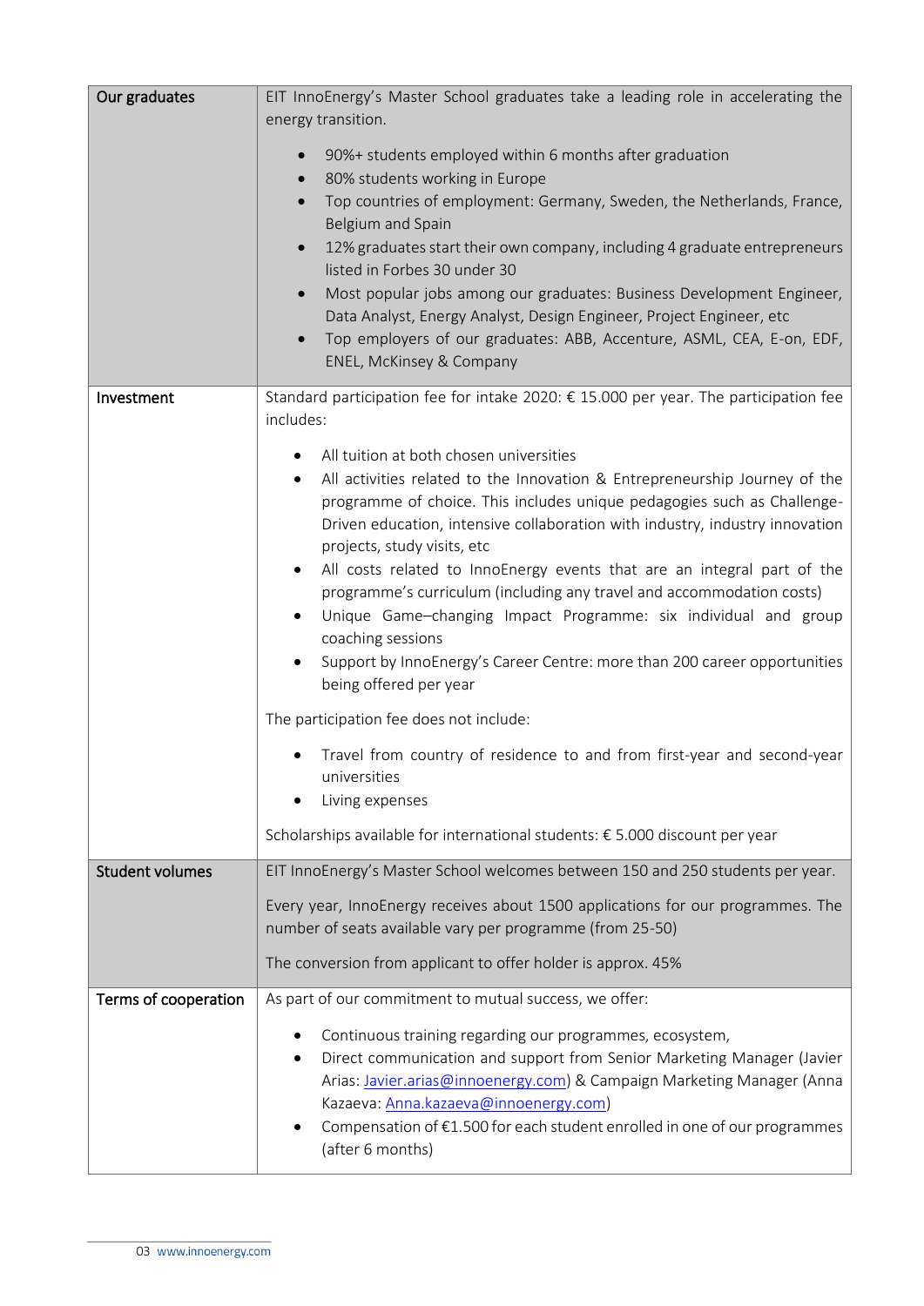| | |
|---|---|
| **Our graduates** | EIT InnoEnergy's Master School graduates take a leading role in accelerating the energy transition.<br><br>• 90%+ students employed within 6 months after graduation<br>• 80% students working in Europe<br>• Top countries of employment: Germany, Sweden, the Netherlands, France, Belgium and Spain<br>• 12% graduates start their own company, including 4 graduate entrepreneurs listed in Forbes 30 under 30<br>• Most popular jobs among our graduates: Business Development Engineer, Data Analyst, Energy Analyst, Design Engineer, Project Engineer, etc<br>• Top employers of our graduates: ABB, Accenture, ASML, CEA, E-on, EDF, ENEL, McKinsey & Company |
| **Investment** | Standard participation fee for intake 2020: € 15.000 per year. The participation fee includes:<br><br>• All tuition at both chosen universities<br>• All activities related to the Innovation & Entrepreneurship Journey of the programme of choice. This includes unique pedagogies such as Challenge-Driven education, intensive collaboration with industry, industry innovation projects, study visits, etc<br>• All costs related to InnoEnergy events that are an integral part of the programme's curriculum (including any travel and accommodation costs)<br>• Unique Game–changing Impact Programme: six individual and group coaching sessions<br>• Support by InnoEnergy's Career Centre: more than 200 career opportunities being offered per year<br><br>The participation fee does not include:<br><br>• Travel from country of residence to and from first-year and second-year universities<br>• Living expenses<br><br>Scholarships available for international students: € 5.000 discount per year |
| **Student volumes** | EIT InnoEnergy's Master School welcomes between 150 and 250 students per year.<br><br>Every year, InnoEnergy receives about 1500 applications for our programmes. The number of seats available vary per programme (from 25-50)<br><br>The conversion from applicant to offer holder is approx. 45% |
| **Terms of cooperation** | As part of our commitment to mutual success, we offer:<br><br>• Continuous training regarding our programmes, ecosystem,<br>• Direct communication and support from Senior Marketing Manager (Javier Arias: Javier.arias@innoenergy.com) & Campaign Marketing Manager (Anna Kazaeva: Anna.kazaeva@innoenergy.com)<br>• Compensation of €1.500 for each student enrolled in one of our programmes (after 6 months) |